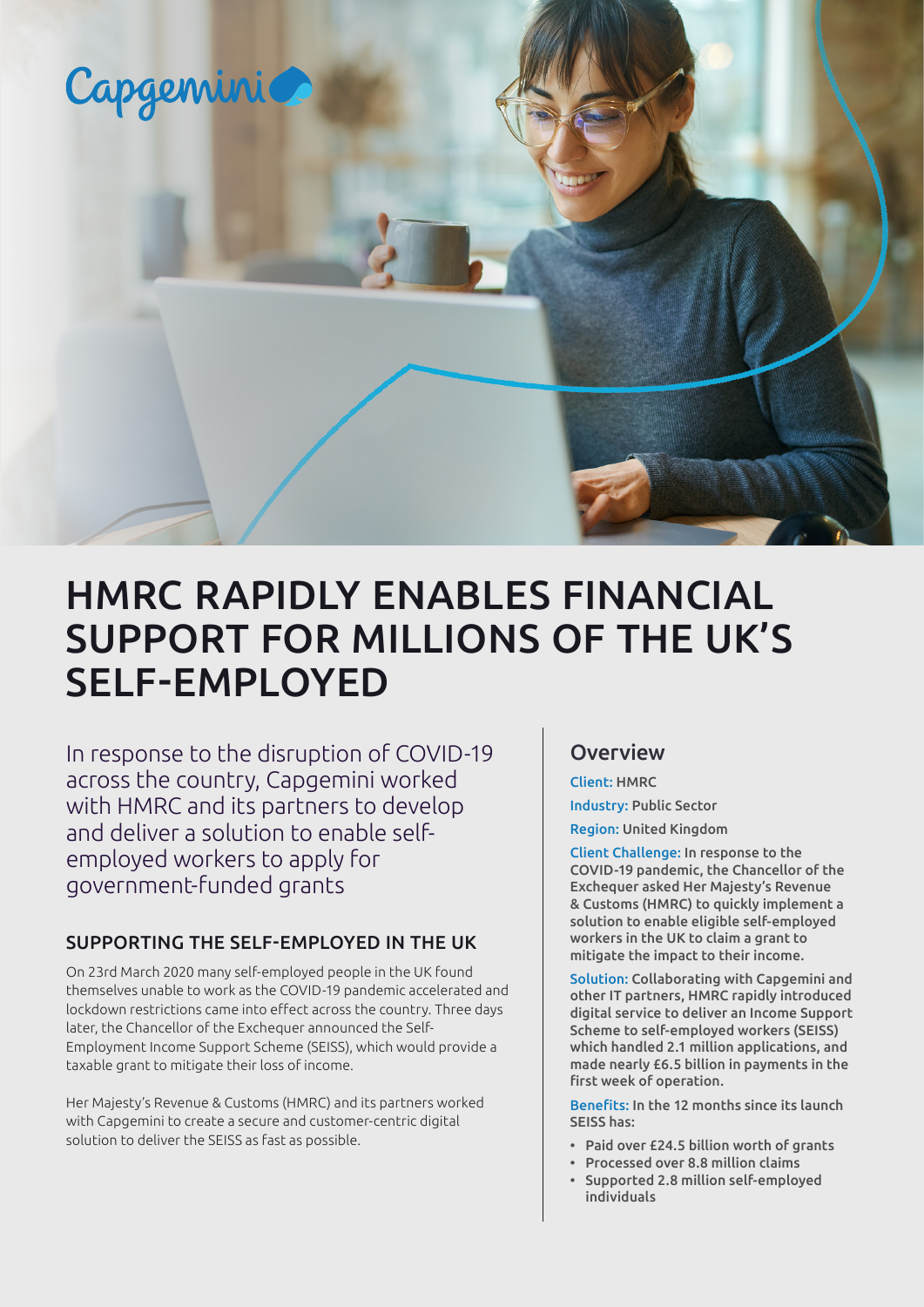Capgemini

# HMRC RAPIDLY ENABLES FINANCIAL SUPPORT FOR MILLIONS OF THE UK'S SELF-EMPLOYED

In response to the disruption of COVID-19 across the country, Capgemini worked with HMRC and its partners to develop and deliver a solution to enable self-employed workers to apply for government-funded grants

## SUPPORTING THE SELF-EMPLOYED IN THE UK

On 23rd March 2020 many self-employed people in the UK found themselves unable to work as the COVID-19 pandemic accelerated and lockdown restrictions came into effect across the country. Three days later, the Chancellor of the Exchequer announced the Self-Employment Income Support Scheme (SEISS), which would provide a taxable grant to mitigate their loss of income.

Her Majesty's Revenue & Customs (HMRC) and its partners worked with Capgemini to create a secure and customer-centric digital solution to deliver the SEISS as fast as possible.

## Overview

**Client:** HMRC

**Industry:** Public Sector

**Region:** United Kingdom

**Client Challenge:** In response to the COVID-19 pandemic, the Chancellor of the Exchequer asked Her Majesty's Revenue & Customs (HMRC) to quickly implement a solution to enable eligible self-employed workers in the UK to claim a grant to mitigate the impact to their income.

**Solution:** Collaborating with Capgemini and other IT partners, HMRC rapidly introduced digital service to deliver an Income Support Scheme to self-employed workers (SEISS) which handled 2.1 million applications, and made nearly £6.5 billion in payments in the first week of operation.

**Benefits:** In the 12 months since its launch SEISS has:

- Paid over £24.5 billion worth of grants
- Processed over 8.8 million claims
- Supported 2.8 million self-employed individuals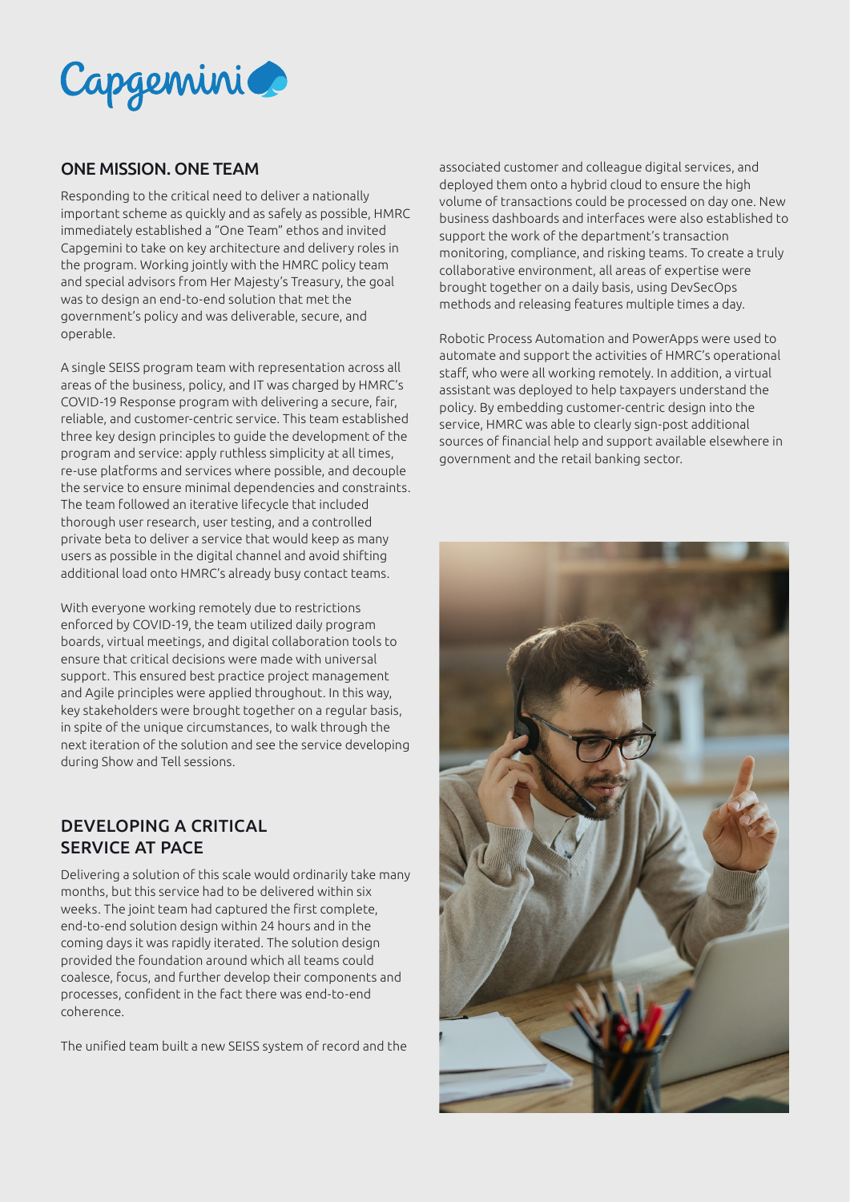## ONE MISSION. ONE TEAM

Responding to the critical need to deliver a nationally important scheme as quickly and as safely as possible, HMRC immediately established a "One Team" ethos and invited Capgemini to take on key architecture and delivery roles in the program. Working jointly with the HMRC policy team and special advisors from Her Majesty's Treasury, the goal was to design an end-to-end solution that met the government's policy and was deliverable, secure, and operable.

A single SEISS program team with representation across all areas of the business, policy, and IT was charged by HMRC's COVID-19 Response program with delivering a secure, fair, reliable, and customer-centric service. This team established three key design principles to guide the development of the program and service: apply ruthless simplicity at all times, re-use platforms and services where possible, and decouple the service to ensure minimal dependencies and constraints. The team followed an iterative lifecycle that included thorough user research, user testing, and a controlled private beta to deliver a service that would keep as many users as possible in the digital channel and avoid shifting additional load onto HMRC's already busy contact teams.

With everyone working remotely due to restrictions enforced by COVID-19, the team utilized daily program boards, virtual meetings, and digital collaboration tools to ensure that critical decisions were made with universal support. This ensured best practice project management and Agile principles were applied throughout. In this way, key stakeholders were brought together on a regular basis, in spite of the unique circumstances, to walk through the next iteration of the solution and see the service developing during Show and Tell sessions.

## DEVELOPING A CRITICAL SERVICE AT PACE

Delivering a solution of this scale would ordinarily take many months, but this service had to be delivered within six weeks. The joint team had captured the first complete, end-to-end solution design within 24 hours and in the coming days it was rapidly iterated. The solution design provided the foundation around which all teams could coalesce, focus, and further develop their components and processes, confident in the fact there was end-to-end coherence.

The unified team built a new SEISS system of record and the associated customer and colleague digital services, and deployed them onto a hybrid cloud to ensure the high volume of transactions could be processed on day one. New business dashboards and interfaces were also established to support the work of the department's transaction monitoring, compliance, and risking teams. To create a truly collaborative environment, all areas of expertise were brought together on a daily basis, using DevSecOps methods and releasing features multiple times a day.

Robotic Process Automation and PowerApps were used to automate and support the activities of HMRC's operational staff, who were all working remotely. In addition, a virtual assistant was deployed to help taxpayers understand the policy. By embedding customer-centric design into the service, HMRC was able to clearly sign-post additional sources of financial help and support available elsewhere in government and the retail banking sector.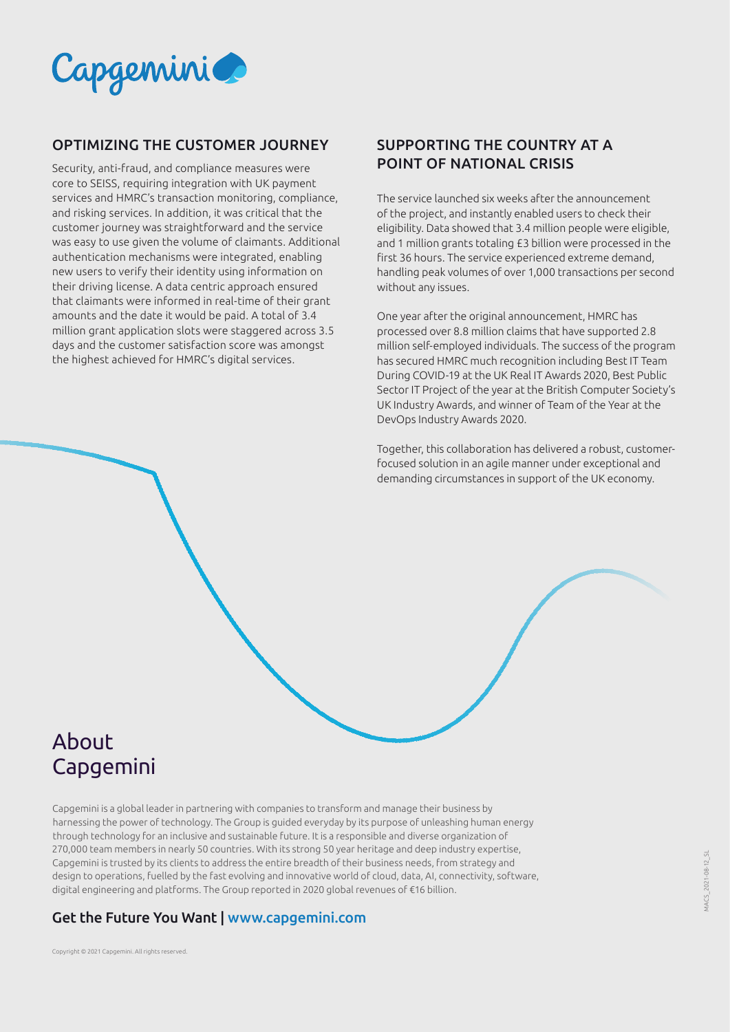## OPTIMIZING THE CUSTOMER JOURNEY

Security, anti-fraud, and compliance measures were core to SEISS, requiring integration with UK payment services and HMRC's transaction monitoring, compliance, and risking services. In addition, it was critical that the customer journey was straightforward and the service was easy to use given the volume of claimants. Additional authentication mechanisms were integrated, enabling new users to verify their identity using information on their driving license. A data centric approach ensured that claimants were informed in real-time of their grant amounts and the date it would be paid. A total of 3.4 million grant application slots were staggered across 3.5 days and the customer satisfaction score was amongst the highest achieved for HMRC's digital services.

## SUPPORTING THE COUNTRY AT A POINT OF NATIONAL CRISIS

The service launched six weeks after the announcement of the project, and instantly enabled users to check their eligibility. Data showed that 3.4 million people were eligible, and 1 million grants totaling £3 billion were processed in the first 36 hours. The service experienced extreme demand, handling peak volumes of over 1,000 transactions per second without any issues.

One year after the original announcement, HMRC has processed over 8.8 million claims that have supported 2.8 million self-employed individuals. The success of the program has secured HMRC much recognition including Best IT Team During COVID-19 at the UK Real IT Awards 2020, Best Public Sector IT Project of the year at the British Computer Society's UK Industry Awards, and winner of Team of the Year at the DevOps Industry Awards 2020.

Together, this collaboration has delivered a robust, customer-focused solution in an agile manner under exceptional and demanding circumstances in support of the UK economy.

# About Capgemini

Capgemini is a global leader in partnering with companies to transform and manage their business by harnessing the power of technology. The Group is guided everyday by its purpose of unleashing human energy through technology for an inclusive and sustainable future. It is a responsible and diverse organization of 270,000 team members in nearly 50 countries. With its strong 50 year heritage and deep industry expertise, Capgemini is trusted by its clients to address the entire breadth of their business needs, from strategy and design to operations, fuelled by the fast evolving and innovative world of cloud, data, AI, connectivity, software, digital engineering and platforms. The Group reported in 2020 global revenues of €16 billion.

## Get the Future You Want | www.capgemini.com

Copyright © 2021 Capgemini. All rights reserved.

MACS_2021-08-12_SL